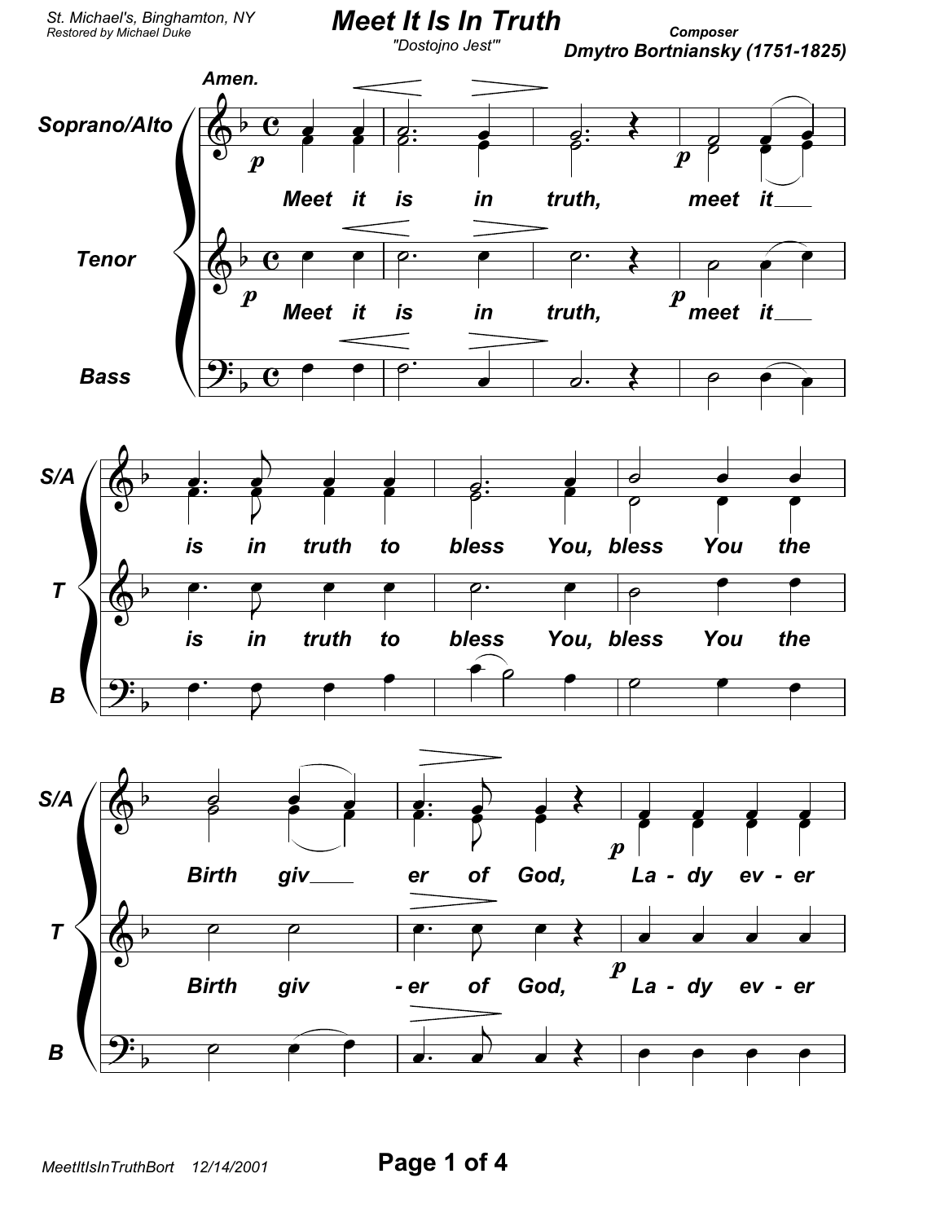St. Michael's, Binghamton, NY
Restored by Michael Duke

# Meet It Is In Truth

"Dostojno Jest'"

**Composer**
**Dmytro Bortniansky (1751-1825)**

Amen.

Soprano/Alto

Tenor

Bass

Meet it is in truth, meet it is in truth to bless You, bless You the Birth giv - er of God, La - dy ev - er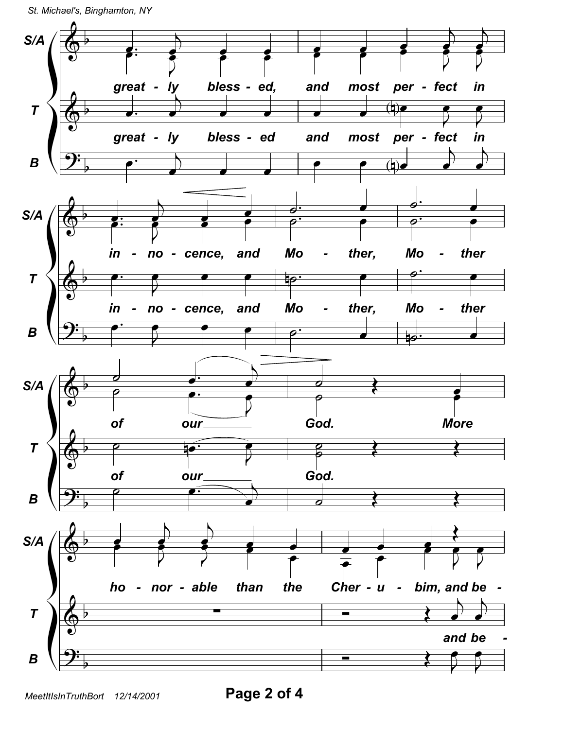S/A: great - ly bless - ed, and most per - fect in

T: great - ly bless - ed and most per - fect in

B

S/A: in - no - cence, and Mo - ther, Mo - ther

T: in - no - cence, and Mo - ther, Mo - ther

B

S/A: of our God. More

T: of our God.

B

S/A: ho - nor - able than the Cher - u - bim, and be -

T: and be -

B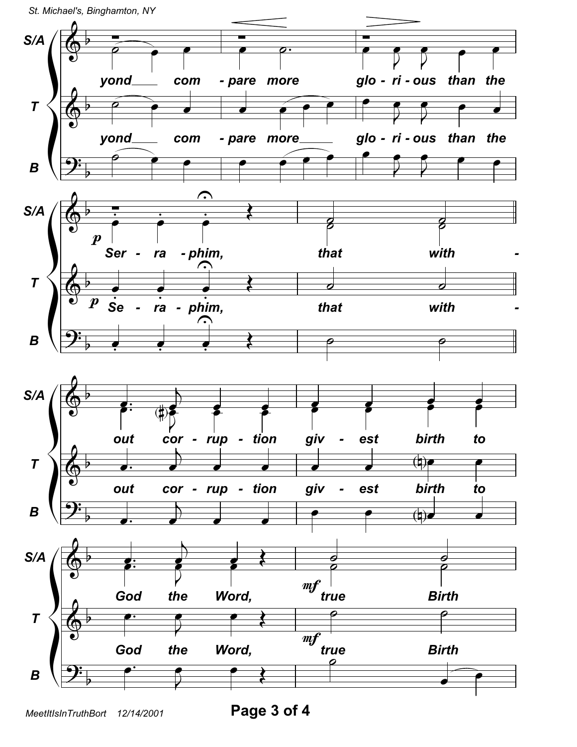yond compare more glorious than the Seraphim, that without corruption givest birth to God the Word, true Birth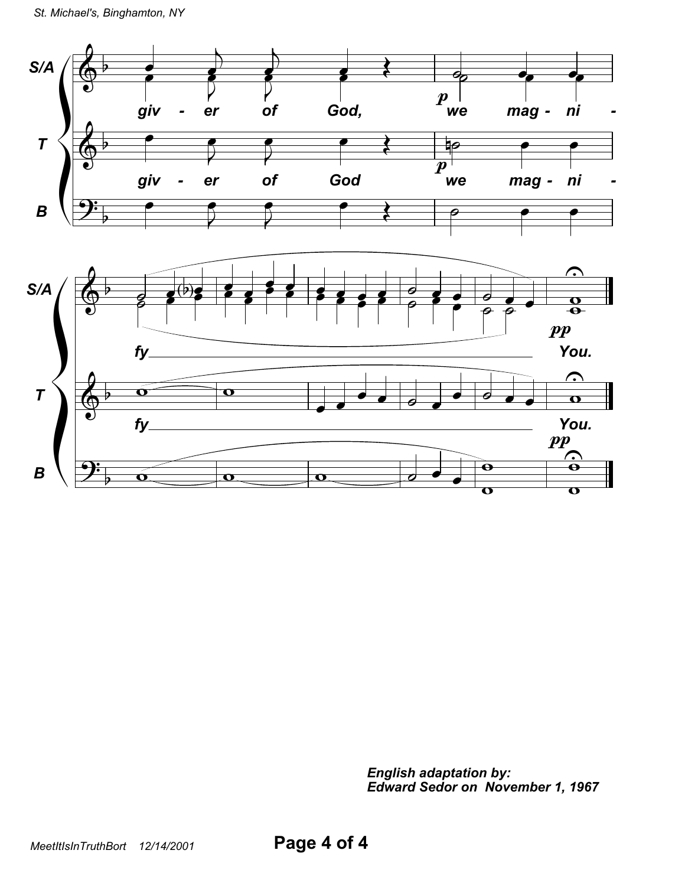English adaptation by:
Edward Sedor on November 1, 1967